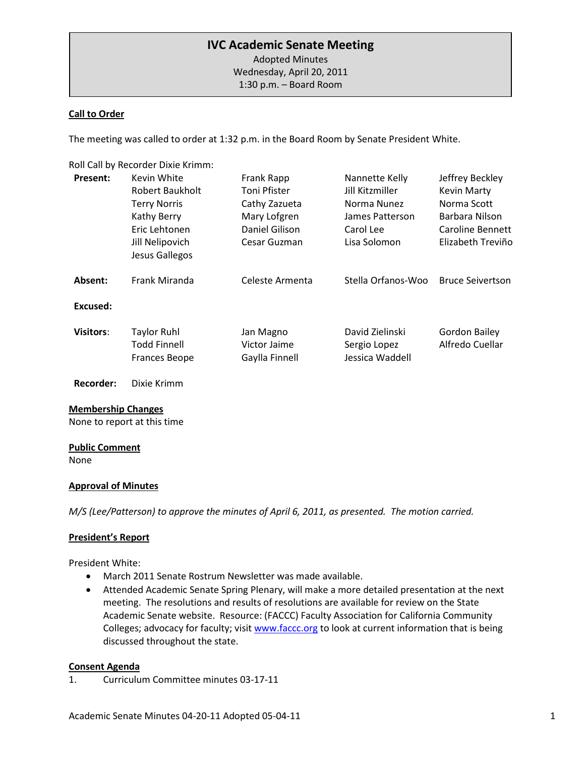# IVC Academic Senate Meeting

Adopted Minutes
Wednesday, April 20, 2011
1:30 p.m. – Board Room

**Call to Order**

The meeting was called to order at 1:32 p.m. in the Board Room by Senate President White.

Roll Call by Recorder Dixie Krimm:

| | | | | |
|---|---|---|---|---|
| **Present:** | Kevin White | Frank Rapp | Nannette Kelly | Jeffrey Beckley |
| | Robert Baukholt | Toni Pfister | Jill Kitzmiller | Kevin Marty |
| | Terry Norris | Cathy Zazueta | Norma Nunez | Norma Scott |
| | Kathy Berry | Mary Lofgren | James Patterson | Barbara Nilson |
| | Eric Lehtonen | Daniel Gilison | Carol Lee | Caroline Bennett |
| | Jill Nelipovich | Cesar Guzman | Lisa Solomon | Elizabeth Treviño |
| | Jesus Gallegos | | | |
| **Absent:** | Frank Miranda | Celeste Armenta | Stella Orfanos-Woo | Bruce Seivertson |
| **Excused:** | | | | |
| **Visitors:** | Taylor Ruhl | Jan Magno | David Zielinski | Gordon Bailey |
| | Todd Finnell | Victor Jaime | Sergio Lopez | Alfredo Cuellar |
| | Frances Beope | Gaylla Finnell | Jessica Waddell | |
| **Recorder:** | Dixie Krimm | | | |

**Membership Changes**

None to report at this time

**Public Comment**

None

**Approval of Minutes**

*M/S (Lee/Patterson) to approve the minutes of April 6, 2011, as presented. The motion carried.*

**President's Report**

President White:

- March 2011 Senate Rostrum Newsletter was made available.
- Attended Academic Senate Spring Plenary, will make a more detailed presentation at the next meeting. The resolutions and results of resolutions are available for review on the State Academic Senate website. Resource: (FACCC) Faculty Association for California Community Colleges; advocacy for faculty; visit www.faccc.org to look at current information that is being discussed throughout the state.

**Consent Agenda**

1. Curriculum Committee minutes 03-17-11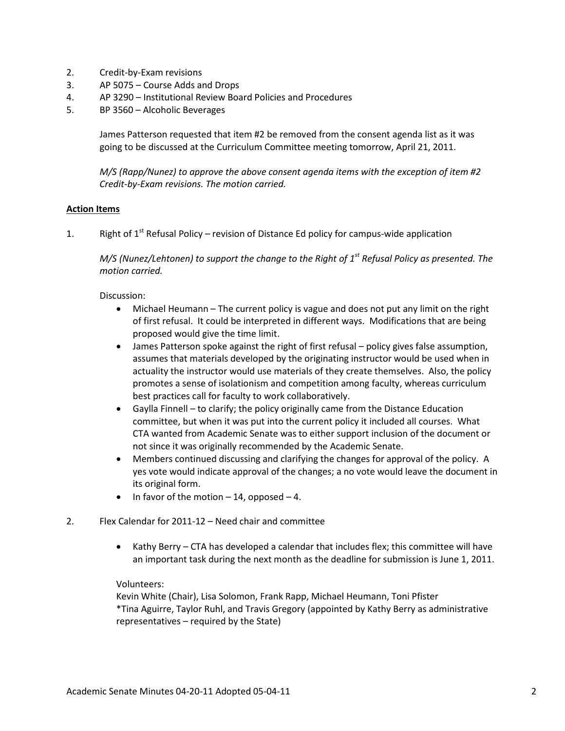2. Credit-by-Exam revisions
3. AP 5075 – Course Adds and Drops
4. AP 3290 – Institutional Review Board Policies and Procedures
5. BP 3560 – Alcoholic Beverages

   James Patterson requested that item #2 be removed from the consent agenda list as it was going to be discussed at the Curriculum Committee meeting tomorrow, April 21, 2011.

   *M/S (Rapp/Nunez) to approve the above consent agenda items with the exception of item #2 Credit-by-Exam revisions. The motion carried.*

**Action Items**

1. Right of 1st Refusal Policy – revision of Distance Ed policy for campus-wide application

   *M/S (Nunez/Lehtonen) to support the change to the Right of 1st Refusal Policy as presented. The motion carried.*

   Discussion:
   - Michael Heumann – The current policy is vague and does not put any limit on the right of first refusal. It could be interpreted in different ways. Modifications that are being proposed would give the time limit.
   - James Patterson spoke against the right of first refusal – policy gives false assumption, assumes that materials developed by the originating instructor would be used when in actuality the instructor would use materials of they create themselves. Also, the policy promotes a sense of isolationism and competition among faculty, whereas curriculum best practices call for faculty to work collaboratively.
   - Gaylla Finnell – to clarify; the policy originally came from the Distance Education committee, but when it was put into the current policy it included all courses. What CTA wanted from Academic Senate was to either support inclusion of the document or not since it was originally recommended by the Academic Senate.
   - Members continued discussing and clarifying the changes for approval of the policy. A yes vote would indicate approval of the changes; a no vote would leave the document in its original form.
   - In favor of the motion – 14, opposed – 4.

2. Flex Calendar for 2011-12 – Need chair and committee

   - Kathy Berry – CTA has developed a calendar that includes flex; this committee will have an important task during the next month as the deadline for submission is June 1, 2011.

   Volunteers:
   Kevin White (Chair), Lisa Solomon, Frank Rapp, Michael Heumann, Toni Pfister
   *Tina Aguirre, Taylor Ruhl, and Travis Gregory (appointed by Kathy Berry as administrative representatives – required by the State)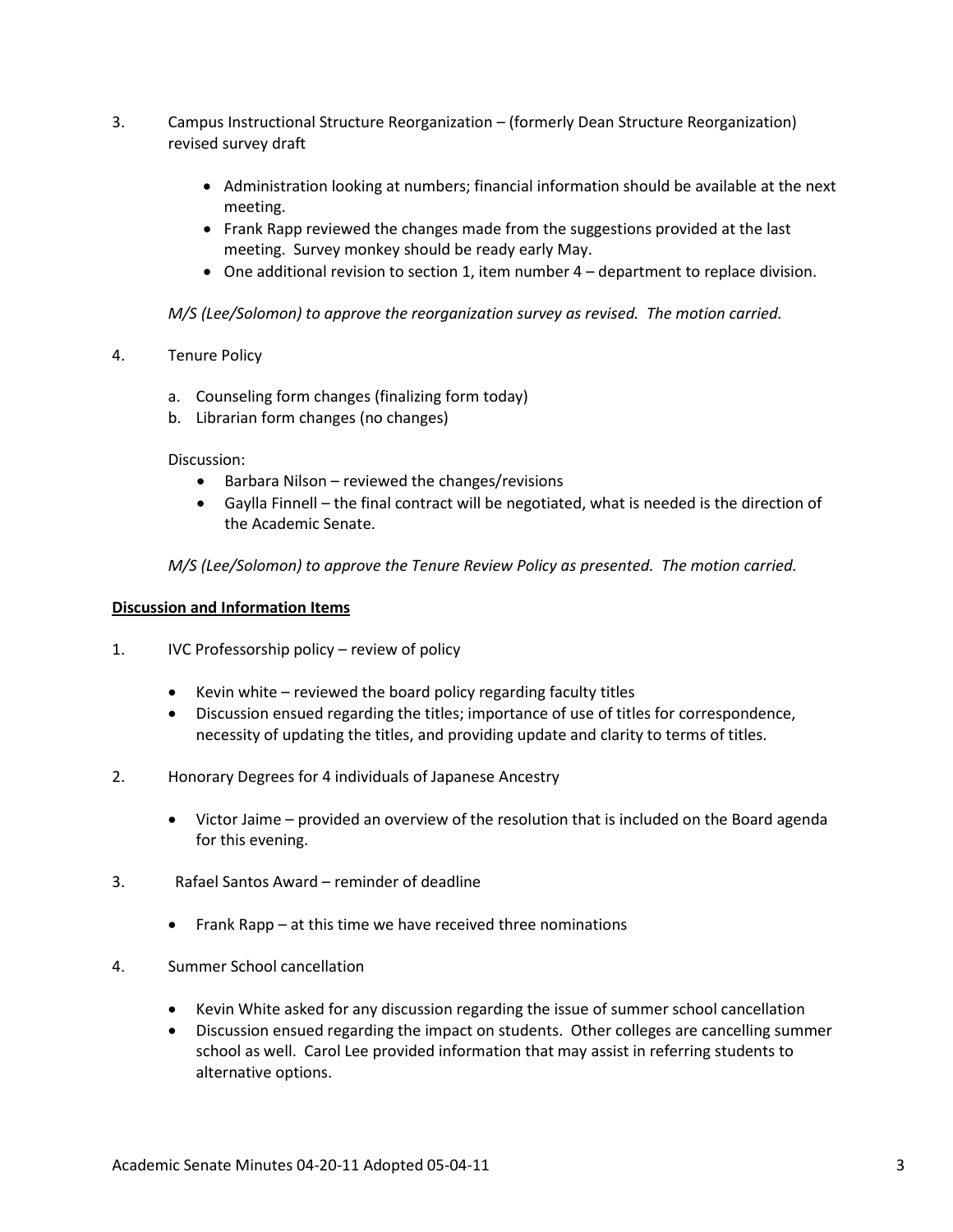3. Campus Instructional Structure Reorganization – (formerly Dean Structure Reorganization) revised survey draft

   - Administration looking at numbers; financial information should be available at the next meeting.
   - Frank Rapp reviewed the changes made from the suggestions provided at the last meeting. Survey monkey should be ready early May.
   - One additional revision to section 1, item number 4 – department to replace division.

   *M/S (Lee/Solomon) to approve the reorganization survey as revised. The motion carried.*

4. Tenure Policy

   a. Counseling form changes (finalizing form today)
   b. Librarian form changes (no changes)

   Discussion:
   - Barbara Nilson – reviewed the changes/revisions
   - Gaylla Finnell – the final contract will be negotiated, what is needed is the direction of the Academic Senate.

   *M/S (Lee/Solomon) to approve the Tenure Review Policy as presented. The motion carried.*

**Discussion and Information Items**

1. IVC Professorship policy – review of policy

   - Kevin white – reviewed the board policy regarding faculty titles
   - Discussion ensued regarding the titles; importance of use of titles for correspondence, necessity of updating the titles, and providing update and clarity to terms of titles.

2. Honorary Degrees for 4 individuals of Japanese Ancestry

   - Victor Jaime – provided an overview of the resolution that is included on the Board agenda for this evening.

3. Rafael Santos Award – reminder of deadline

   - Frank Rapp – at this time we have received three nominations

4. Summer School cancellation

   - Kevin White asked for any discussion regarding the issue of summer school cancellation
   - Discussion ensued regarding the impact on students. Other colleges are cancelling summer school as well. Carol Lee provided information that may assist in referring students to alternative options.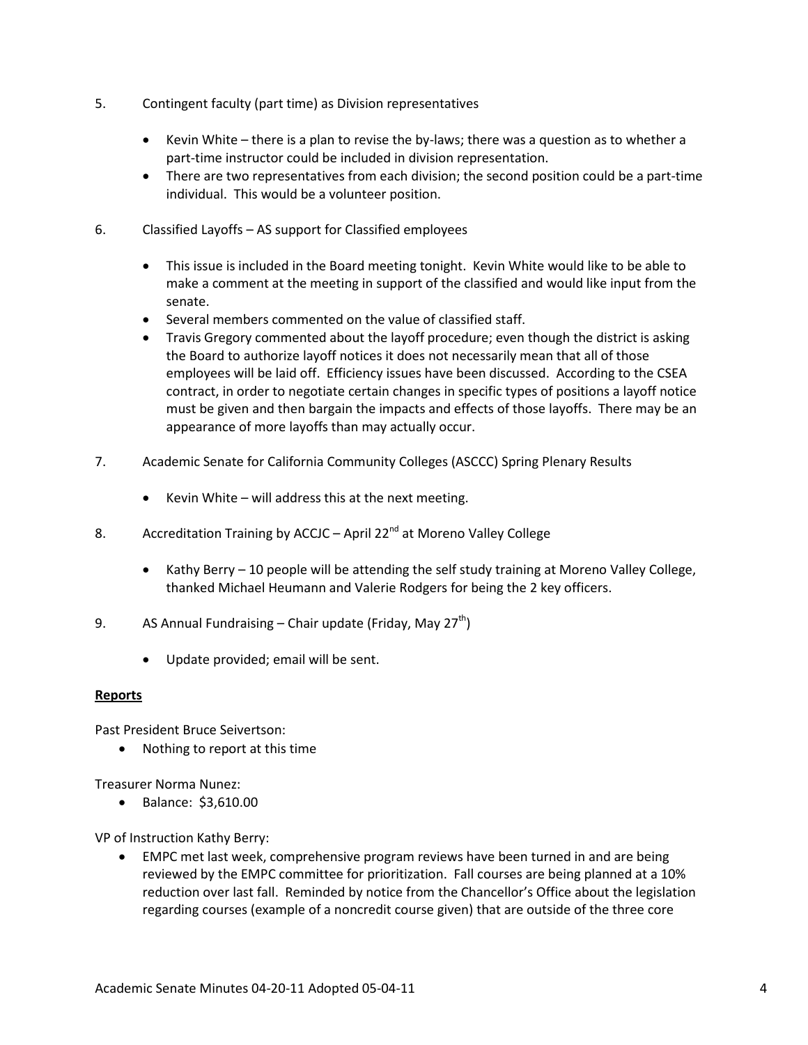5. Contingent faculty (part time) as Division representatives

    - Kevin White – there is a plan to revise the by-laws; there was a question as to whether a part-time instructor could be included in division representation.
    - There are two representatives from each division; the second position could be a part-time individual. This would be a volunteer position.

6. Classified Layoffs – AS support for Classified employees

    - This issue is included in the Board meeting tonight. Kevin White would like to be able to make a comment at the meeting in support of the classified and would like input from the senate.
    - Several members commented on the value of classified staff.
    - Travis Gregory commented about the layoff procedure; even though the district is asking the Board to authorize layoff notices it does not necessarily mean that all of those employees will be laid off. Efficiency issues have been discussed. According to the CSEA contract, in order to negotiate certain changes in specific types of positions a layoff notice must be given and then bargain the impacts and effects of those layoffs. There may be an appearance of more layoffs than may actually occur.

7. Academic Senate for California Community Colleges (ASCCC) Spring Plenary Results

    - Kevin White – will address this at the next meeting.

8. Accreditation Training by ACCJC – April 22nd at Moreno Valley College

    - Kathy Berry – 10 people will be attending the self study training at Moreno Valley College, thanked Michael Heumann and Valerie Rodgers for being the 2 key officers.

9. AS Annual Fundraising – Chair update (Friday, May 27th)

    - Update provided; email will be sent.

**Reports**

Past President Bruce Seivertson:

- Nothing to report at this time

Treasurer Norma Nunez:

- Balance: $3,610.00

VP of Instruction Kathy Berry:

- EMPC met last week, comprehensive program reviews have been turned in and are being reviewed by the EMPC committee for prioritization. Fall courses are being planned at a 10% reduction over last fall. Reminded by notice from the Chancellor's Office about the legislation regarding courses (example of a noncredit course given) that are outside of the three core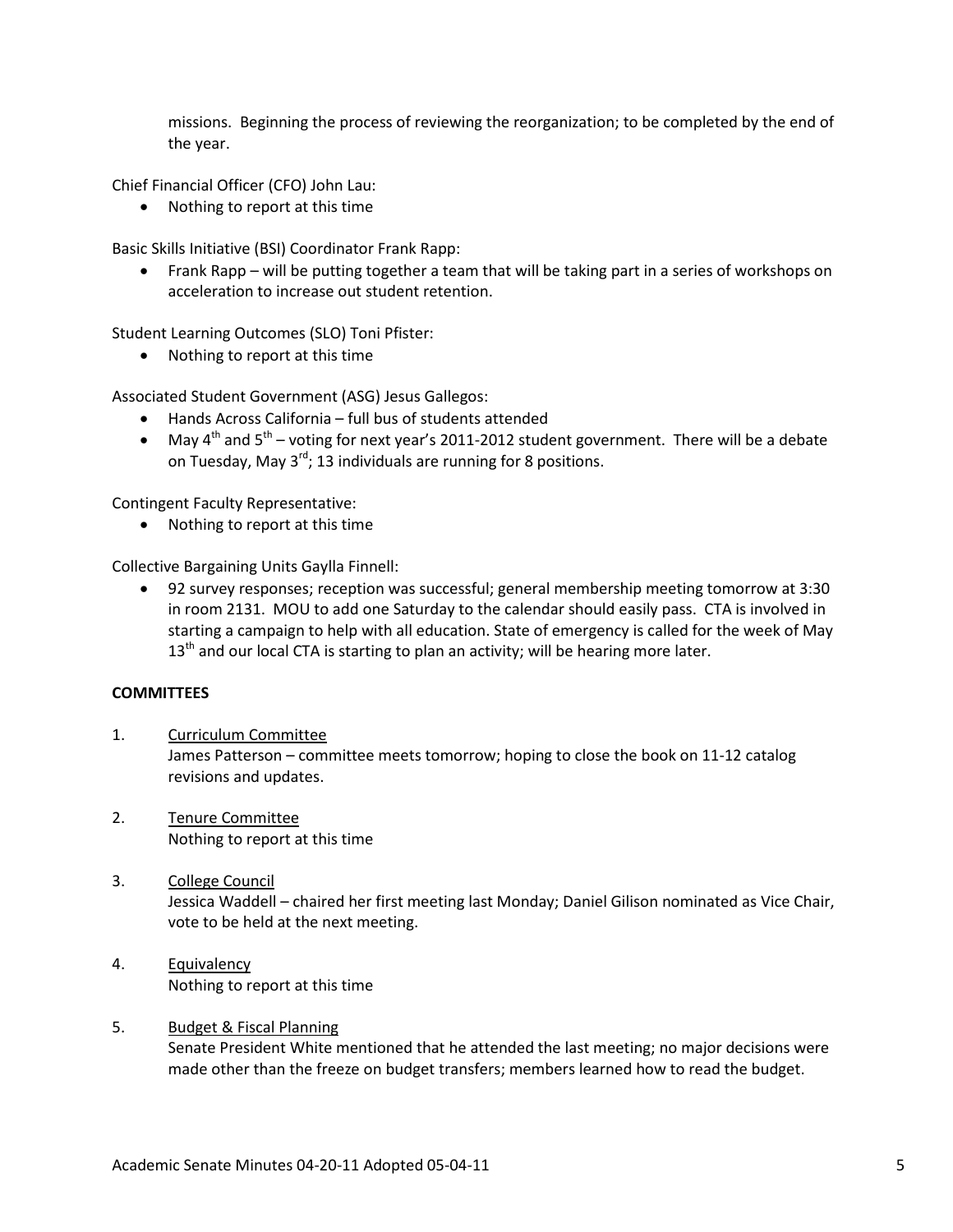missions. Beginning the process of reviewing the reorganization; to be completed by the end of the year.

Chief Financial Officer (CFO) John Lau:

- Nothing to report at this time

Basic Skills Initiative (BSI) Coordinator Frank Rapp:

- Frank Rapp – will be putting together a team that will be taking part in a series of workshops on acceleration to increase out student retention.

Student Learning Outcomes (SLO) Toni Pfister:

- Nothing to report at this time

Associated Student Government (ASG) Jesus Gallegos:

- Hands Across California – full bus of students attended
- May 4th and 5th – voting for next year's 2011-2012 student government. There will be a debate on Tuesday, May 3rd; 13 individuals are running for 8 positions.

Contingent Faculty Representative:

- Nothing to report at this time

Collective Bargaining Units Gaylla Finnell:

- 92 survey responses; reception was successful; general membership meeting tomorrow at 3:30 in room 2131. MOU to add one Saturday to the calendar should easily pass. CTA is involved in starting a campaign to help with all education. State of emergency is called for the week of May 13th and our local CTA is starting to plan an activity; will be hearing more later.

**COMMITTEES**

1. Curriculum Committee
   James Patterson – committee meets tomorrow; hoping to close the book on 11-12 catalog revisions and updates.

2. Tenure Committee
   Nothing to report at this time

3. College Council
   Jessica Waddell – chaired her first meeting last Monday; Daniel Gilison nominated as Vice Chair, vote to be held at the next meeting.

4. Equivalency
   Nothing to report at this time

5. Budget & Fiscal Planning
   Senate President White mentioned that he attended the last meeting; no major decisions were made other than the freeze on budget transfers; members learned how to read the budget.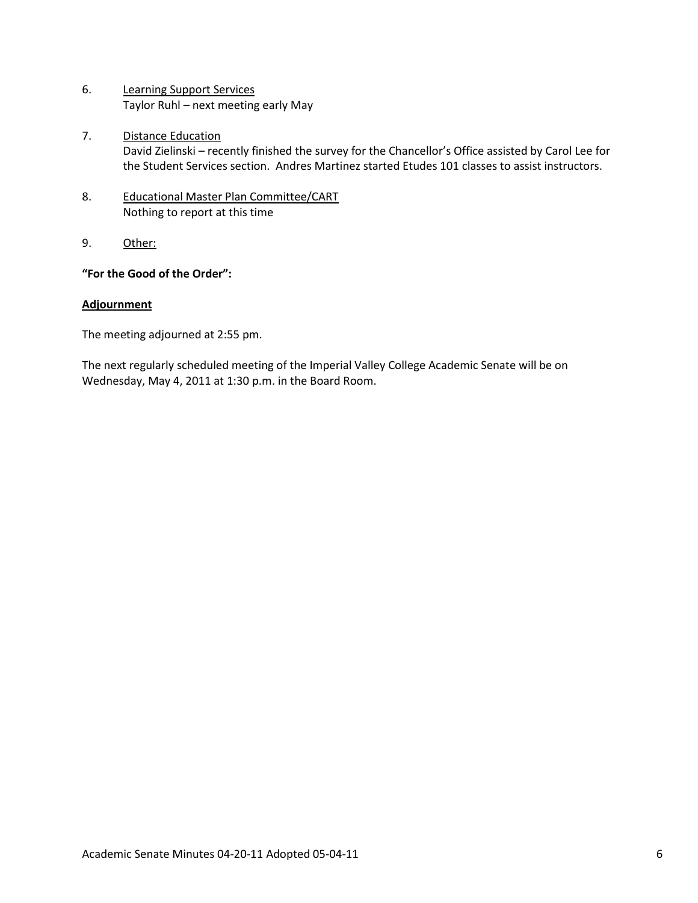6. Learning Support Services
   Taylor Ruhl – next meeting early May

7. Distance Education
   David Zielinski – recently finished the survey for the Chancellor's Office assisted by Carol Lee for the Student Services section. Andres Martinez started Etudes 101 classes to assist instructors.

8. Educational Master Plan Committee/CART
   Nothing to report at this time

9. Other:

**"For the Good of the Order":**

**Adjournment**

The meeting adjourned at 2:55 pm.

The next regularly scheduled meeting of the Imperial Valley College Academic Senate will be on Wednesday, May 4, 2011 at 1:30 p.m. in the Board Room.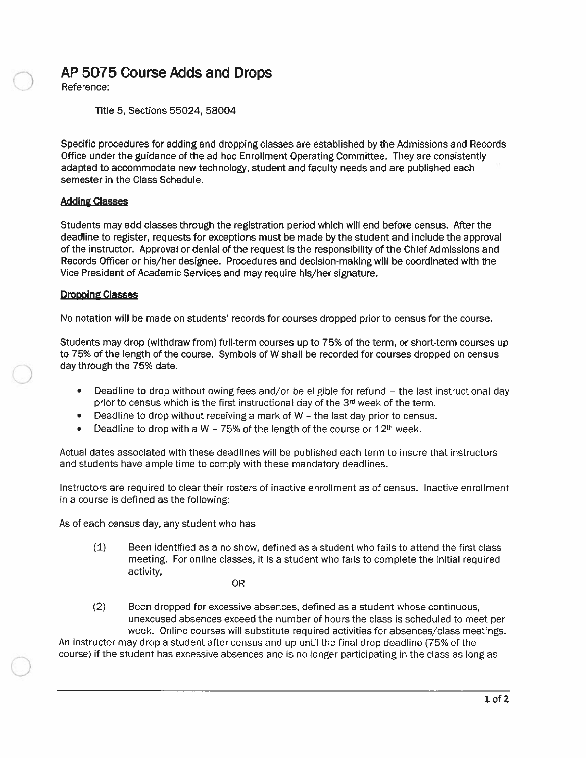# AP 5075 Course Adds and Drops

Reference:

Title 5, Sections 55024, 58004

Specific procedures for adding and dropping classes are established by the Admissions and Records Office under the guidance of the ad hoc Enrollment Operating Committee. They are consistently adapted to accommodate new technology, student and faculty needs and are published each semester in the Class Schedule.

**Adding Classes**

Students may add classes through the registration period which will end before census. After the deadline to register, requests for exceptions must be made by the student and include the approval of the instructor. Approval or denial of the request is the responsibility of the Chief Admissions and Records Officer or his/her designee. Procedures and decision-making will be coordinated with the Vice President of Academic Services and may require his/her signature.

**Dropping Classes**

No notation will be made on students' records for courses dropped prior to census for the course.

Students may drop (withdraw from) full-term courses up to 75% of the term, or short-term courses up to 75% of the length of the course. Symbols of W shall be recorded for courses dropped on census day through the 75% date.

- Deadline to drop without owing fees and/or be eligible for refund – the last instructional day prior to census which is the first instructional day of the 3rd week of the term.
- Deadline to drop without receiving a mark of W – the last day prior to census.
- Deadline to drop with a W – 75% of the length of the course or 12th week.

Actual dates associated with these deadlines will be published each term to insure that instructors and students have ample time to comply with these mandatory deadlines.

Instructors are required to clear their rosters of inactive enrollment as of census. Inactive enrollment in a course is defined as the following:

As of each census day, any student who has

(1) Been identified as a no show, defined as a student who fails to attend the first class meeting. For online classes, it is a student who fails to complete the initial required activity,

OR

(2) Been dropped for excessive absences, defined as a student whose continuous, unexcused absences exceed the number of hours the class is scheduled to meet per week. Online courses will substitute required activities for absences/class meetings.

An instructor may drop a student after census and up until the final drop deadline (75% of the course) if the student has excessive absences and is no longer participating in the class as long as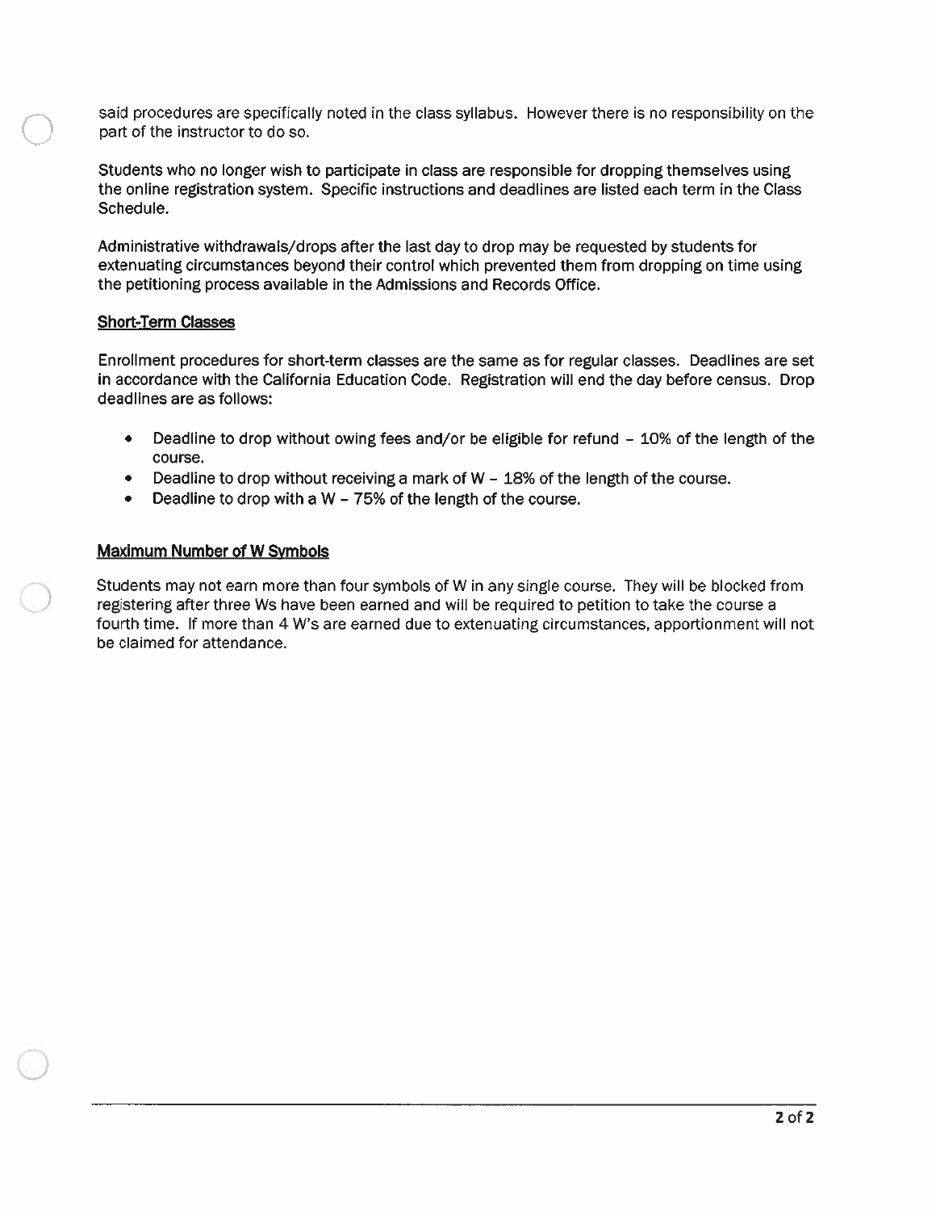said procedures are specifically noted in the class syllabus. However there is no responsibility on the part of the instructor to do so.

Students who no longer wish to participate in class are responsible for dropping themselves using the online registration system. Specific instructions and deadlines are listed each term in the Class Schedule.

Administrative withdrawals/drops after the last day to drop may be requested by students for extenuating circumstances beyond their control which prevented them from dropping on time using the petitioning process available in the Admissions and Records Office.

**Short-Term Classes**

Enrollment procedures for short-term classes are the same as for regular classes. Deadlines are set in accordance with the California Education Code. Registration will end the day before census. Drop deadlines are as follows:

- Deadline to drop without owing fees and/or be eligible for refund – 10% of the length of the course.
- Deadline to drop without receiving a mark of W – 18% of the length of the course.
- Deadline to drop with a W – 75% of the length of the course.

**Maximum Number of W Symbols**

Students may not earn more than four symbols of W in any single course. They will be blocked from registering after three Ws have been earned and will be required to petition to take the course a fourth time. If more than 4 W's are earned due to extenuating circumstances, apportionment will not be claimed for attendance.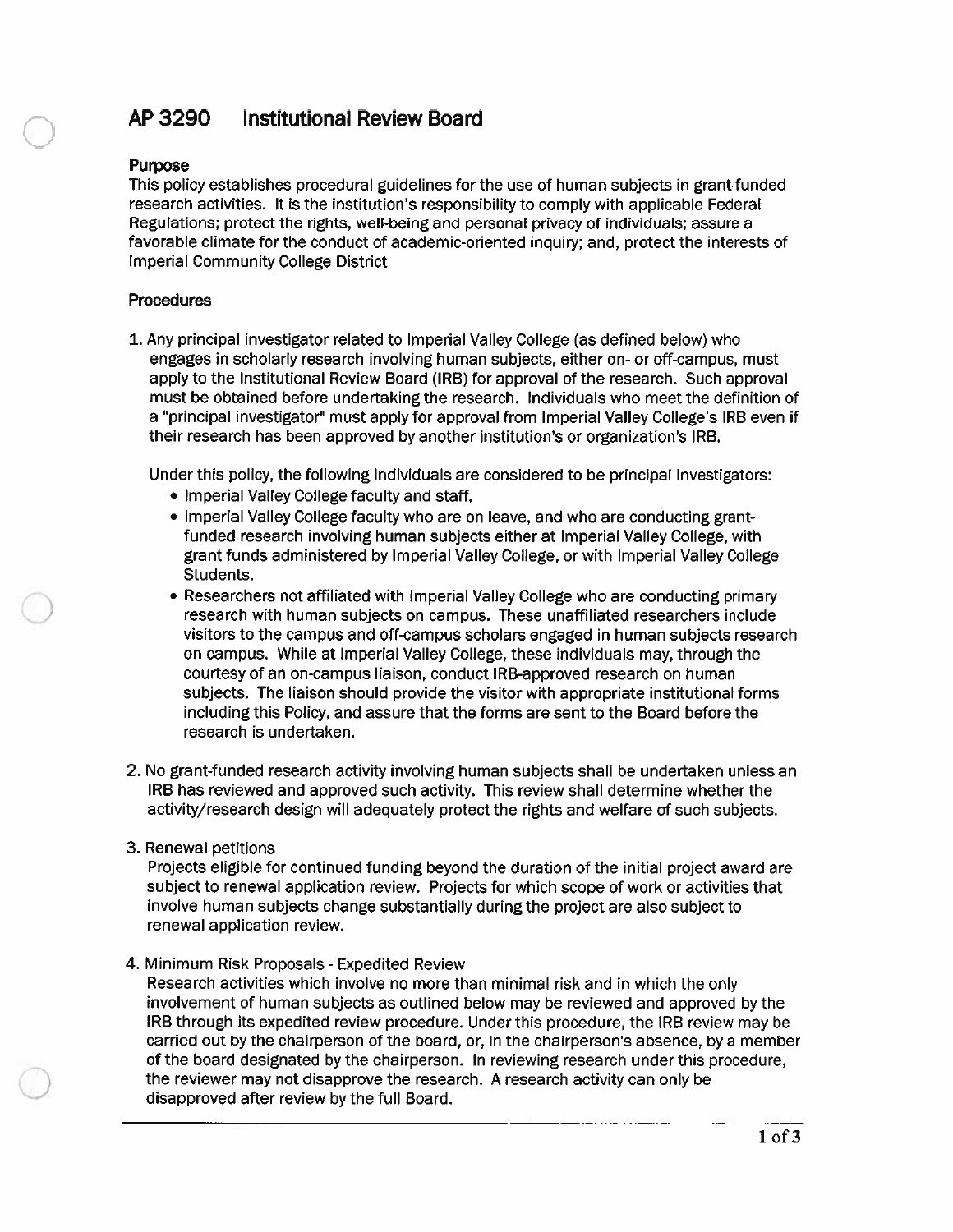# AP 3290 Institutional Review Board

## Purpose

This policy establishes procedural guidelines for the use of human subjects in grant-funded research activities. It is the institution's responsibility to comply with applicable Federal Regulations; protect the rights, well-being and personal privacy of individuals; assure a favorable climate for the conduct of academic-oriented inquiry; and, protect the interests of Imperial Community College District

## Procedures

1. Any principal investigator related to Imperial Valley College (as defined below) who engages in scholarly research involving human subjects, either on- or off-campus, must apply to the Institutional Review Board (IRB) for approval of the research. Such approval must be obtained before undertaking the research. Individuals who meet the definition of a "principal investigator" must apply for approval from Imperial Valley College's IRB even if their research has been approved by another institution's or organization's IRB.

   Under this policy, the following individuals are considered to be principal investigators:
   - Imperial Valley College faculty and staff,
   - Imperial Valley College faculty who are on leave, and who are conducting grant-funded research involving human subjects either at Imperial Valley College, with grant funds administered by Imperial Valley College, or with Imperial Valley College Students.
   - Researchers not affiliated with Imperial Valley College who are conducting primary research with human subjects on campus. These unaffiliated researchers include visitors to the campus and off-campus scholars engaged in human subjects research on campus. While at Imperial Valley College, these individuals may, through the courtesy of an on-campus liaison, conduct IRB-approved research on human subjects. The liaison should provide the visitor with appropriate institutional forms including this Policy, and assure that the forms are sent to the Board before the research is undertaken.

2. No grant-funded research activity involving human subjects shall be undertaken unless an IRB has reviewed and approved such activity. This review shall determine whether the activity/research design will adequately protect the rights and welfare of such subjects.

3. Renewal petitions

   Projects eligible for continued funding beyond the duration of the initial project award are subject to renewal application review. Projects for which scope of work or activities that involve human subjects change substantially during the project are also subject to renewal application review.

4. Minimum Risk Proposals - Expedited Review

   Research activities which involve no more than minimal risk and in which the only involvement of human subjects as outlined below may be reviewed and approved by the IRB through its expedited review procedure. Under this procedure, the IRB review may be carried out by the chairperson of the board, or, in the chairperson's absence, by a member of the board designated by the chairperson. In reviewing research under this procedure, the reviewer may not disapprove the research. A research activity can only be disapproved after review by the full Board.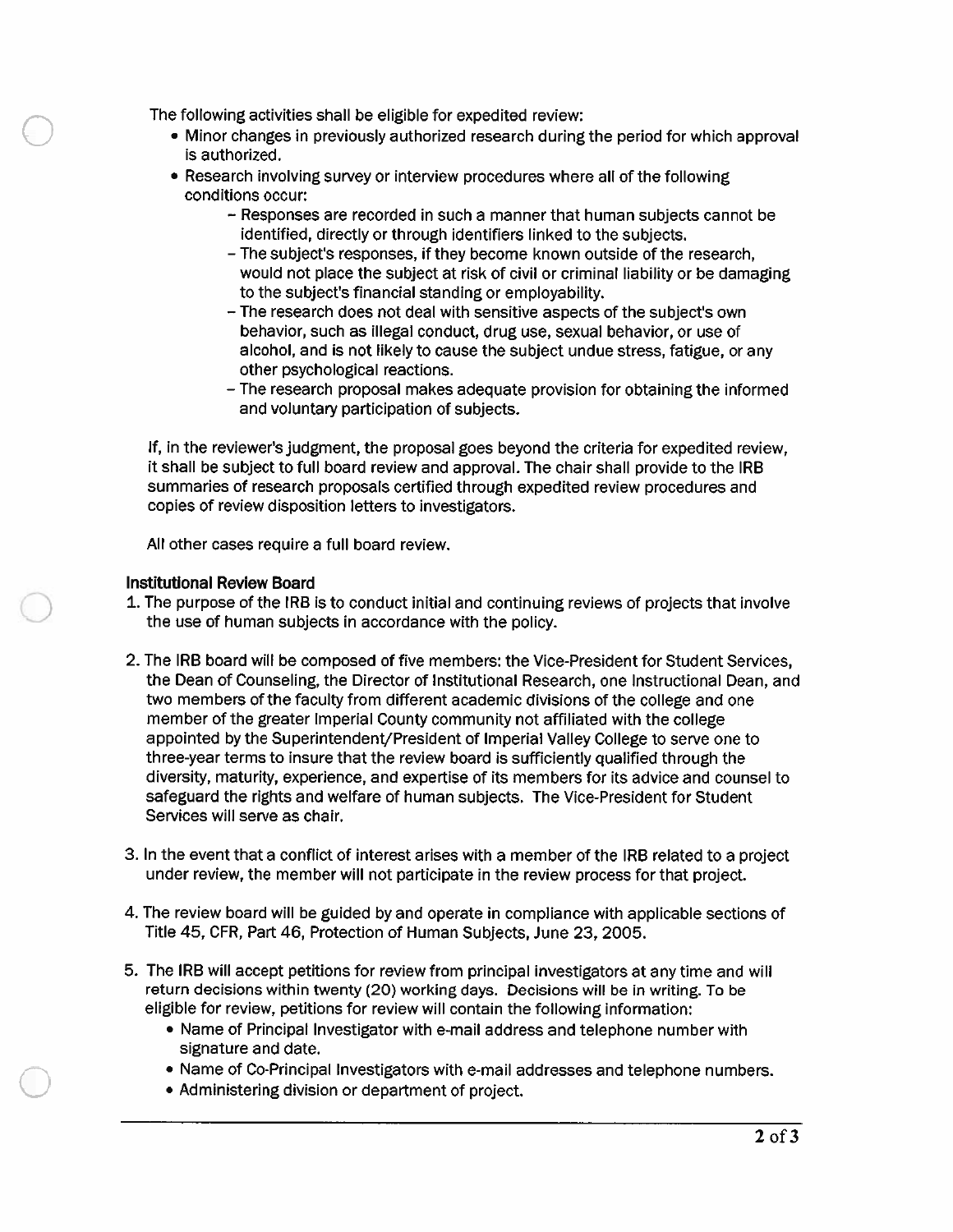The following activities shall be eligible for expedited review:

- Minor changes in previously authorized research during the period for which approval is authorized.
- Research involving survey or interview procedures where all of the following conditions occur:
  - Responses are recorded in such a manner that human subjects cannot be identified, directly or through identifiers linked to the subjects.
  - The subject's responses, if they become known outside of the research, would not place the subject at risk of civil or criminal liability or be damaging to the subject's financial standing or employability.
  - The research does not deal with sensitive aspects of the subject's own behavior, such as illegal conduct, drug use, sexual behavior, or use of alcohol, and is not likely to cause the subject undue stress, fatigue, or any other psychological reactions.
  - The research proposal makes adequate provision for obtaining the informed and voluntary participation of subjects.

If, in the reviewer's judgment, the proposal goes beyond the criteria for expedited review, it shall be subject to full board review and approval. The chair shall provide to the IRB summaries of research proposals certified through expedited review procedures and copies of review disposition letters to investigators.

All other cases require a full board review.

**Institutional Review Board**

1. The purpose of the IRB is to conduct initial and continuing reviews of projects that involve the use of human subjects in accordance with the policy.

2. The IRB board will be composed of five members: the Vice-President for Student Services, the Dean of Counseling, the Director of Institutional Research, one Instructional Dean, and two members of the faculty from different academic divisions of the college and one member of the greater Imperial County community not affiliated with the college appointed by the Superintendent/President of Imperial Valley College to serve one to three-year terms to insure that the review board is sufficiently qualified through the diversity, maturity, experience, and expertise of its members for its advice and counsel to safeguard the rights and welfare of human subjects. The Vice-President for Student Services will serve as chair.

3. In the event that a conflict of interest arises with a member of the IRB related to a project under review, the member will not participate in the review process for that project.

4. The review board will be guided by and operate in compliance with applicable sections of Title 45, CFR, Part 46, Protection of Human Subjects, June 23, 2005.

5. The IRB will accept petitions for review from principal investigators at any time and will return decisions within twenty (20) working days. Decisions will be in writing. To be eligible for review, petitions for review will contain the following information:
   - Name of Principal Investigator with e-mail address and telephone number with signature and date.
   - Name of Co-Principal Investigators with e-mail addresses and telephone numbers.
   - Administering division or department of project.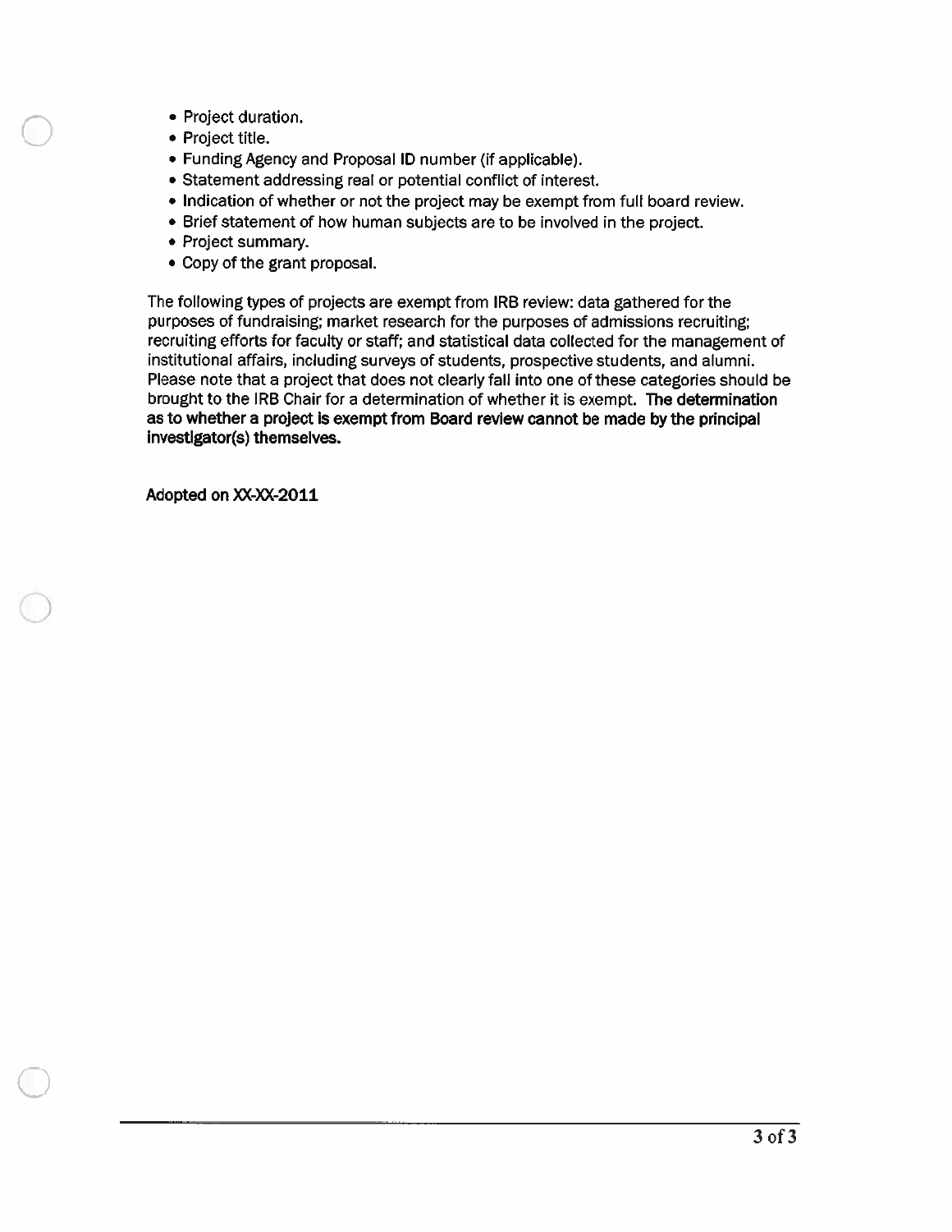- Project duration.
- Project title.
- Funding Agency and Proposal ID number (if applicable).
- Statement addressing real or potential conflict of interest.
- Indication of whether or not the project may be exempt from full board review.
- Brief statement of how human subjects are to be involved in the project.
- Project summary.
- Copy of the grant proposal.

The following types of projects are exempt from IRB review: data gathered for the purposes of fundraising; market research for the purposes of admissions recruiting; recruiting efforts for faculty or staff; and statistical data collected for the management of institutional affairs, including surveys of students, prospective students, and alumni. Please note that a project that does not clearly fall into one of these categories should be brought to the IRB Chair for a determination of whether it is exempt. **The determination as to whether a project is exempt from Board review cannot be made by the principal investigator(s) themselves.**

**Adopted on XX-XX-2011**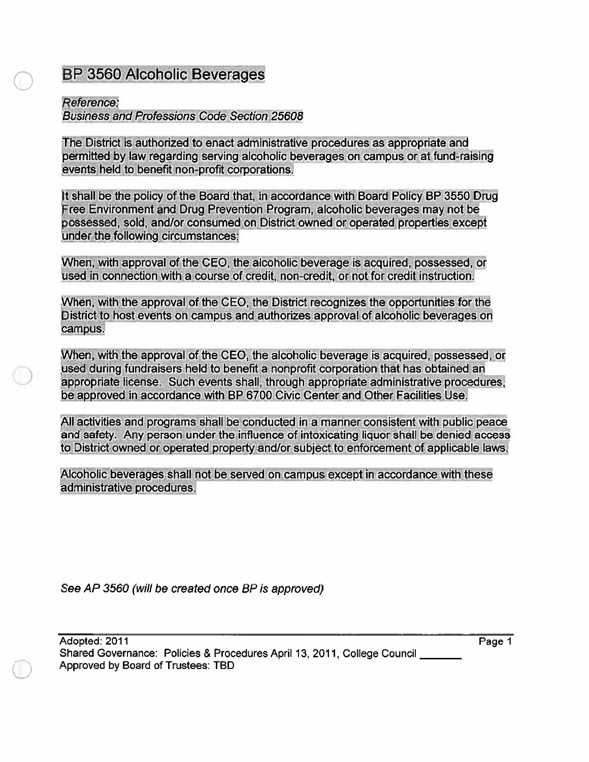# BP 3560 Alcoholic Beverages

*Reference:*
*Business and Professions Code Section 25608*

The District is authorized to enact administrative procedures as appropriate and permitted by law regarding serving alcoholic beverages on campus or at fund-raising events held to benefit non-profit corporations.

It shall be the policy of the Board that, in accordance with Board Policy BP 3550 Drug Free Environment and Drug Prevention Program, alcoholic beverages may not be possessed, sold, and/or consumed on District owned or operated properties except under the following circumstances:

When, with approval of the CEO, the alcoholic beverage is acquired, possessed, or used in connection with a course of credit, non-credit, or not for credit instruction.

When, with the approval of the CEO, the District recognizes the opportunities for the District to host events on campus and authorizes approval of alcoholic beverages on campus.

When, with the approval of the CEO, the alcoholic beverage is acquired, possessed, or used during fundraisers held to benefit a nonprofit corporation that has obtained an appropriate license. Such events shall, through appropriate administrative procedures, be approved in accordance with BP 6700 Civic Center and Other Facilities Use.

All activities and programs shall be conducted in a manner consistent with public peace and safety. Any person under the influence of intoxicating liquor shall be denied access to District owned or operated property and/or subject to enforcement of applicable laws.

Alcoholic beverages shall not be served on campus except in accordance with these administrative procedures.

*See AP 3560 (will be created once BP is approved)*

Adopted: 2011
Shared Governance: Policies & Procedures April 13, 2011, College Council _______
Approved by Board of Trustees: TBD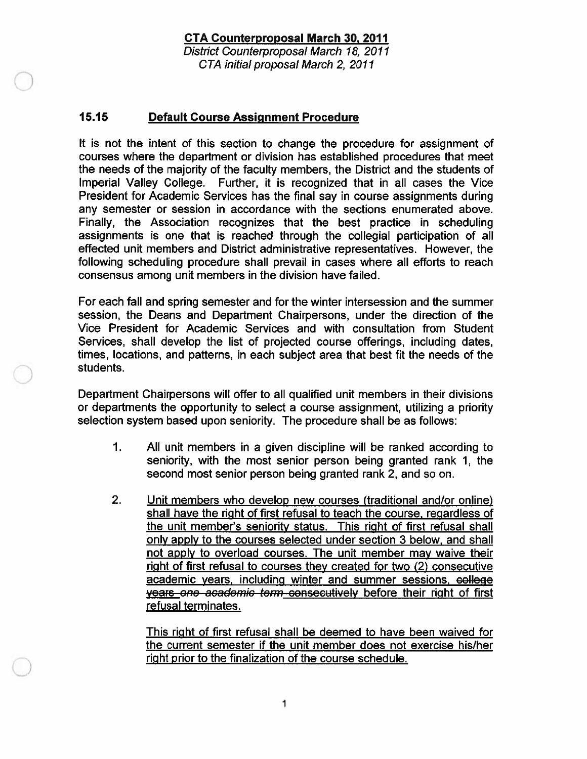**CTA Counterproposal March 30, 2011**

*District Counterproposal March 18, 2011*

*CTA initial proposal March 2, 2011*

## 15.15 Default Course Assignment Procedure

It is not the intent of this section to change the procedure for assignment of courses where the department or division has established procedures that meet the needs of the majority of the faculty members, the District and the students of Imperial Valley College. Further, it is recognized that in all cases the Vice President for Academic Services has the final say in course assignments during any semester or session in accordance with the sections enumerated above. Finally, the Association recognizes that the best practice in scheduling assignments is one that is reached through the collegial participation of all effected unit members and District administrative representatives. However, the following scheduling procedure shall prevail in cases where all efforts to reach consensus among unit members in the division have failed.

For each fall and spring semester and for the winter intersession and the summer session, the Deans and Department Chairpersons, under the direction of the Vice President for Academic Services and with consultation from Student Services, shall develop the list of projected course offerings, including dates, times, locations, and patterns, in each subject area that best fit the needs of the students.

Department Chairpersons will offer to all qualified unit members in their divisions or departments the opportunity to select a course assignment, utilizing a priority selection system based upon seniority. The procedure shall be as follows:

1. All unit members in a given discipline will be ranked according to seniority, with the most senior person being granted rank 1, the second most senior person being granted rank 2, and so on.

2. Unit members who develop new courses (traditional and/or online) shall have the right of first refusal to teach the course, regardless of the unit member's seniority status. This right of first refusal shall only apply to the courses selected under section 3 below, and shall not apply to overload courses. The unit member may waive their right of first refusal to courses they created for two (2) consecutive academic years, including winter and summer sessions, ~~college years~~ ~~*one academic term*~~ ~~consecutively~~ before their right of first refusal terminates.

   This right of first refusal shall be deemed to have been waived for the current semester if the unit member does not exercise his/her right prior to the finalization of the course schedule.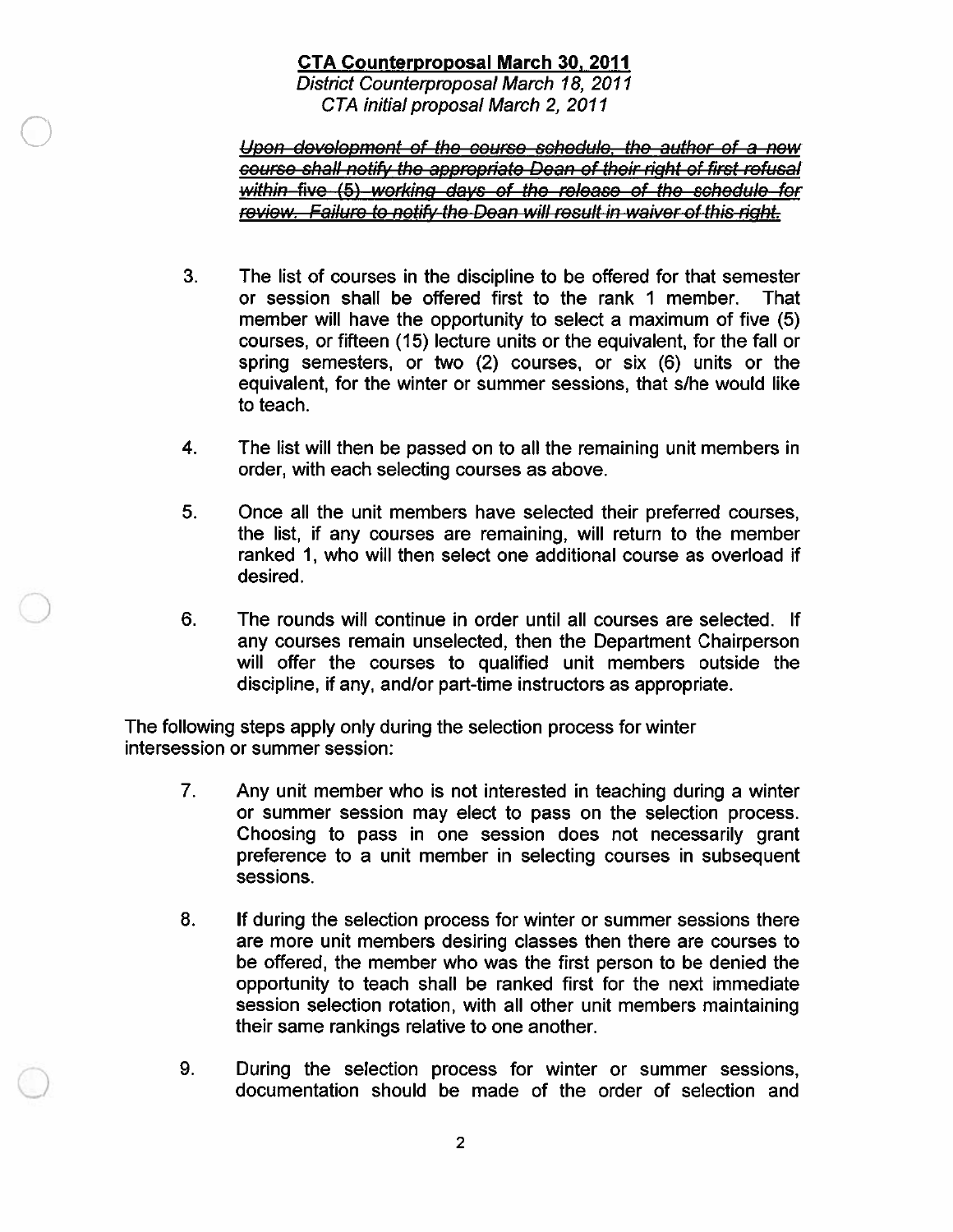**CTA Counterproposal March 30, 2011**
*District Counterproposal March 18, 2011*
*CTA initial proposal March 2, 2011*

> ~~*Upon development of the course schedule, the author of a new course shall notify the appropriate Dean of their right of first refusal within five (5) working days of the release of the schedule for review. Failure to notify the Dean will result in waiver of this right.*~~

3. The list of courses in the discipline to be offered for that semester or session shall be offered first to the rank 1 member. That member will have the opportunity to select a maximum of five (5) courses, or fifteen (15) lecture units or the equivalent, for the fall or spring semesters, or two (2) courses, or six (6) units or the equivalent, for the winter or summer sessions, that s/he would like to teach.

4. The list will then be passed on to all the remaining unit members in order, with each selecting courses as above.

5. Once all the unit members have selected their preferred courses, the list, if any courses are remaining, will return to the member ranked 1, who will then select one additional course as overload if desired.

6. The rounds will continue in order until all courses are selected. If any courses remain unselected, then the Department Chairperson will offer the courses to qualified unit members outside the discipline, if any, and/or part-time instructors as appropriate.

The following steps apply only during the selection process for winter intersession or summer session:

7. Any unit member who is not interested in teaching during a winter or summer session may elect to pass on the selection process. Choosing to pass in one session does not necessarily grant preference to a unit member in selecting courses in subsequent sessions.

8. If during the selection process for winter or summer sessions there are more unit members desiring classes then there are courses to be offered, the member who was the first person to be denied the opportunity to teach shall be ranked first for the next immediate session selection rotation, with all other unit members maintaining their same rankings relative to one another.

9. During the selection process for winter or summer sessions, documentation should be made of the order of selection and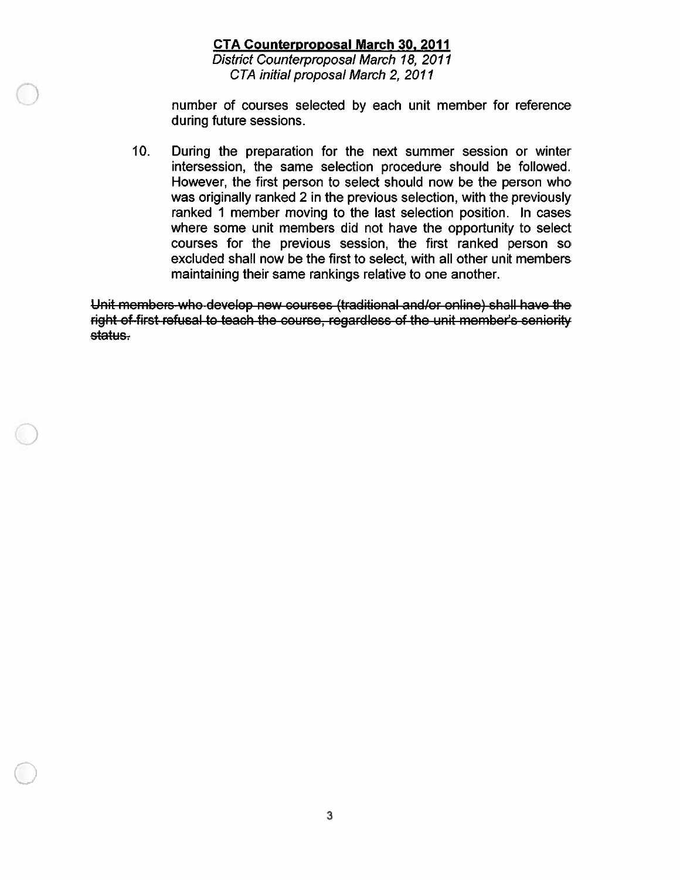number of courses selected by each unit member for reference during future sessions.

10. During the preparation for the next summer session or winter intersession, the same selection procedure should be followed. However, the first person to select should now be the person who was originally ranked 2 in the previous selection, with the previously ranked 1 member moving to the last selection position. In cases where some unit members did not have the opportunity to select courses for the previous session, the first ranked person so excluded shall now be the first to select, with all other unit members maintaining their same rankings relative to one another.

~~Unit members who develop new courses (traditional and/or online) shall have the right of first refusal to teach the course, regardless of the unit member's seniority status.~~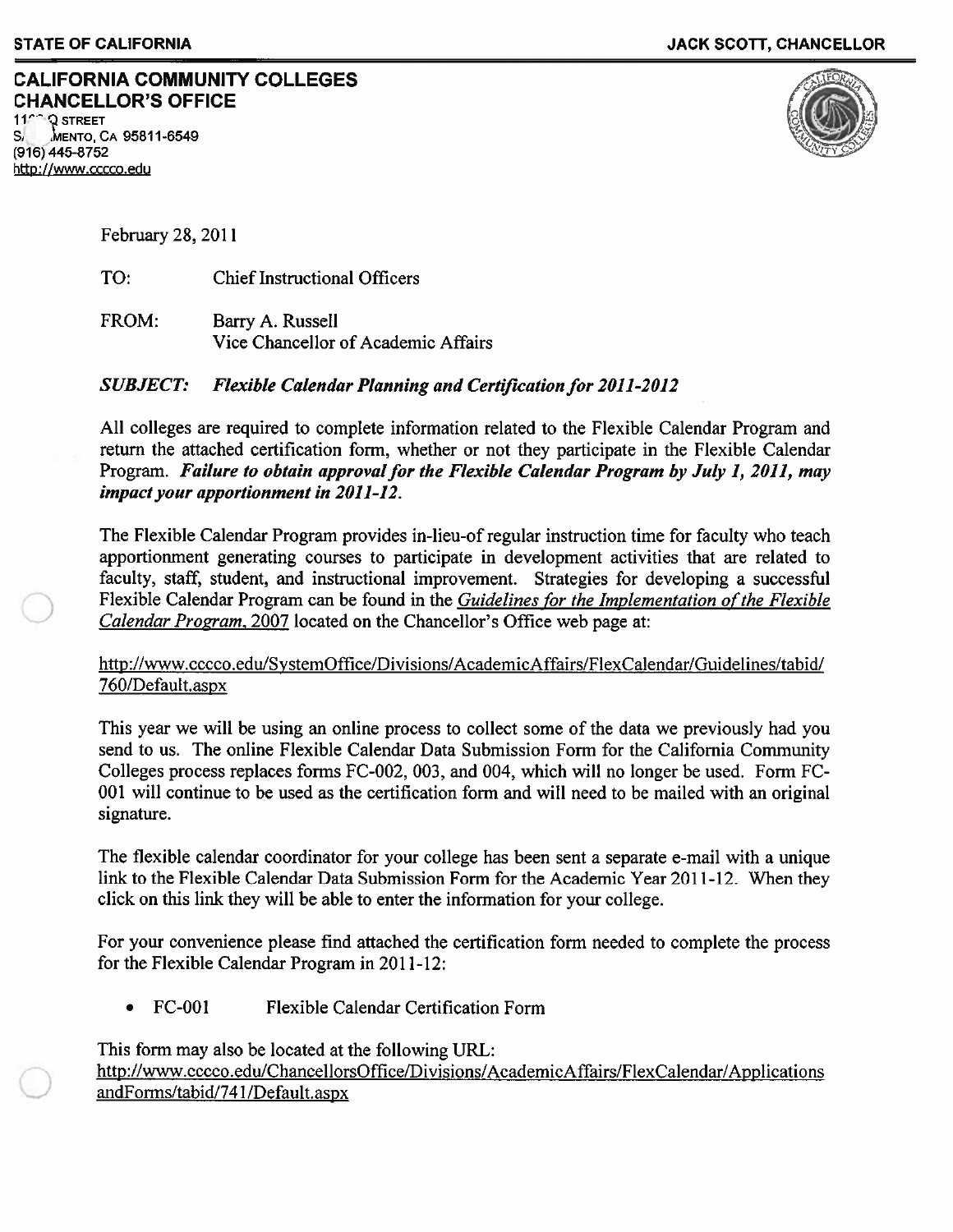**STATE OF CALIFORNIA** **JACK SCOTT, CHANCELLOR**

**CALIFORNIA COMMUNITY COLLEGES**
**CHANCELLOR'S OFFICE**
11^^ Q STREET
S/ MENTO, CA 95811-6549
(916) 445-8752
http://www.cccco.edu

February 28, 2011

TO: Chief Instructional Officers

FROM: Barry A. Russell
Vice Chancellor of Academic Affairs

***SUBJECT: Flexible Calendar Planning and Certification for 2011-2012***

All colleges are required to complete information related to the Flexible Calendar Program and return the attached certification form, whether or not they participate in the Flexible Calendar Program. ***Failure to obtain approval for the Flexible Calendar Program by July 1, 2011, may impact your apportionment in 2011-12.***

The Flexible Calendar Program provides in-lieu-of regular instruction time for faculty who teach apportionment generating courses to participate in development activities that are related to faculty, staff, student, and instructional improvement. Strategies for developing a successful Flexible Calendar Program can be found in the *Guidelines for the Implementation of the Flexible Calendar Program*, 2007 located on the Chancellor's Office web page at:

http://www.cccco.edu/SystemOffice/Divisions/AcademicAffairs/FlexCalendar/Guidelines/tabid/760/Default.aspx

This year we will be using an online process to collect some of the data we previously had you send to us. The online Flexible Calendar Data Submission Form for the California Community Colleges process replaces forms FC-002, 003, and 004, which will no longer be used. Form FC-001 will continue to be used as the certification form and will need to be mailed with an original signature.

The flexible calendar coordinator for your college has been sent a separate e-mail with a unique link to the Flexible Calendar Data Submission Form for the Academic Year 2011-12. When they click on this link they will be able to enter the information for your college.

For your convenience please find attached the certification form needed to complete the process for the Flexible Calendar Program in 2011-12:

- FC-001 Flexible Calendar Certification Form

This form may also be located at the following URL:
http://www.cccco.edu/ChancellorsOffice/Divisions/AcademicAffairs/FlexCalendar/ApplicationsandForms/tabid/741/Default.aspx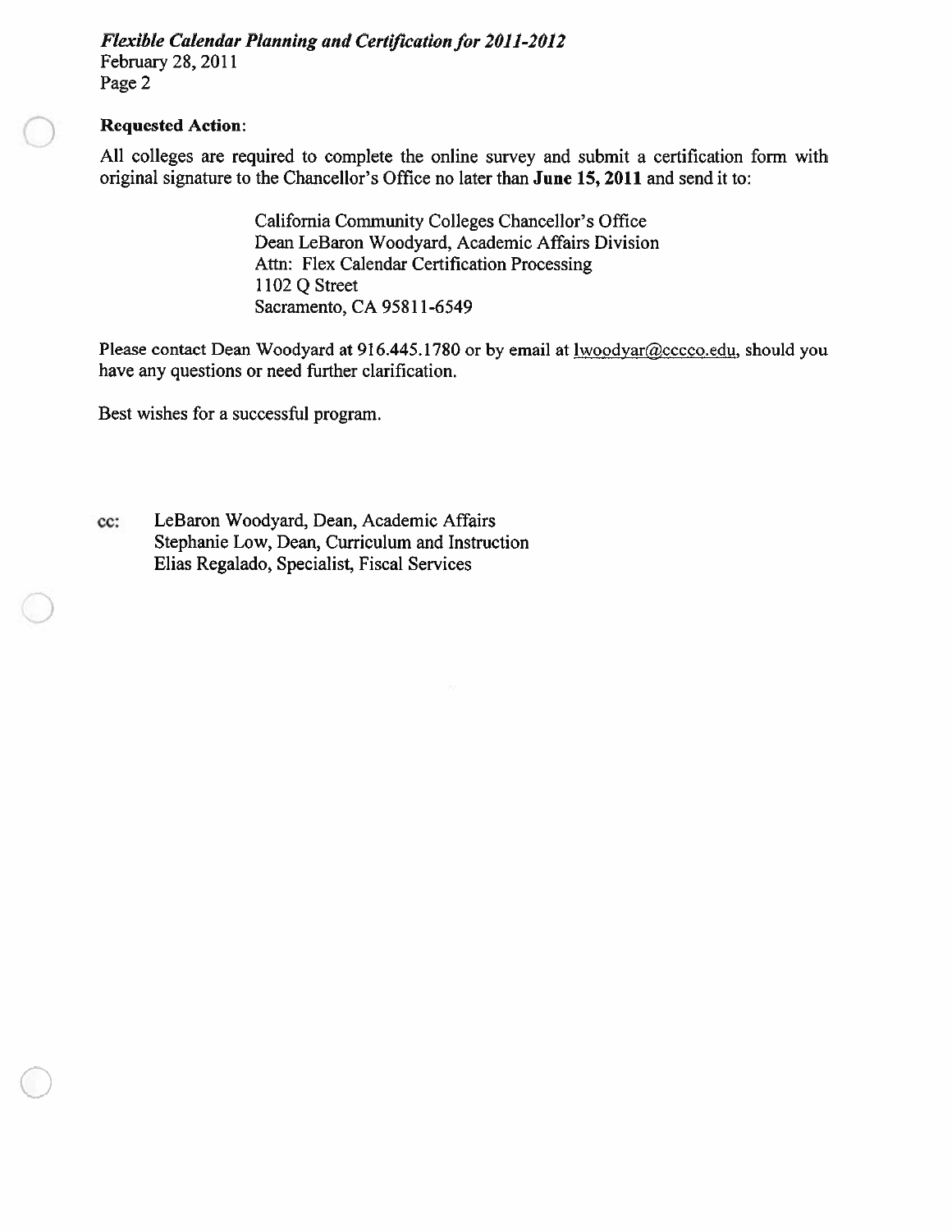**Requested Action**:

All colleges are required to complete the online survey and submit a certification form with original signature to the Chancellor's Office no later than **June 15, 2011** and send it to:

California Community Colleges Chancellor's Office
Dean LeBaron Woodyard, Academic Affairs Division
Attn: Flex Calendar Certification Processing
1102 Q Street
Sacramento, CA 95811-6549

Please contact Dean Woodyard at 916.445.1780 or by email at lwoodyar@cccco.edu, should you have any questions or need further clarification.

Best wishes for a successful program.

cc: LeBaron Woodyard, Dean, Academic Affairs
Stephanie Low, Dean, Curriculum and Instruction
Elias Regalado, Specialist, Fiscal Services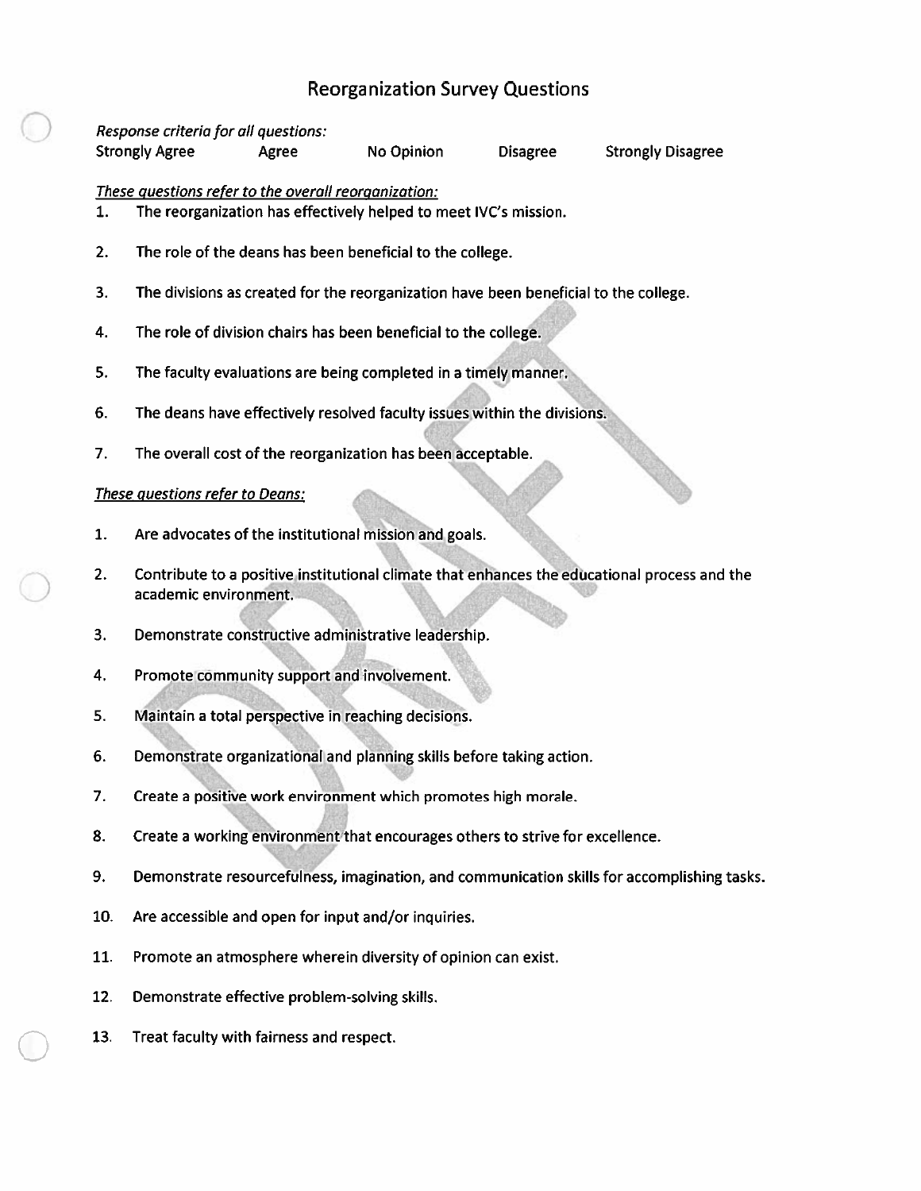# Reorganization Survey Questions

*Response criteria for all questions:*

Strongly Agree | Agree | No Opinion | Disagree | Strongly Disagree

*These questions refer to the overall reorganization:*

1. The reorganization has effectively helped to meet IVC's mission.
2. The role of the deans has been beneficial to the college.
3. The divisions as created for the reorganization have been beneficial to the college.
4. The role of division chairs has been beneficial to the college.
5. The faculty evaluations are being completed in a timely manner.
6. The deans have effectively resolved faculty issues within the divisions.
7. The overall cost of the reorganization has been acceptable.

*These questions refer to Deans:*

1. Are advocates of the institutional mission and goals.
2. Contribute to a positive institutional climate that enhances the educational process and the academic environment.
3. Demonstrate constructive administrative leadership.
4. Promote community support and involvement.
5. Maintain a total perspective in reaching decisions.
6. Demonstrate organizational and planning skills before taking action.
7. Create a positive work environment which promotes high morale.
8. Create a working environment that encourages others to strive for excellence.
9. Demonstrate resourcefulness, imagination, and communication skills for accomplishing tasks.
10. Are accessible and open for input and/or inquiries.
11. Promote an atmosphere wherein diversity of opinion can exist.
12. Demonstrate effective problem-solving skills.
13. Treat faculty with fairness and respect.

DRAFT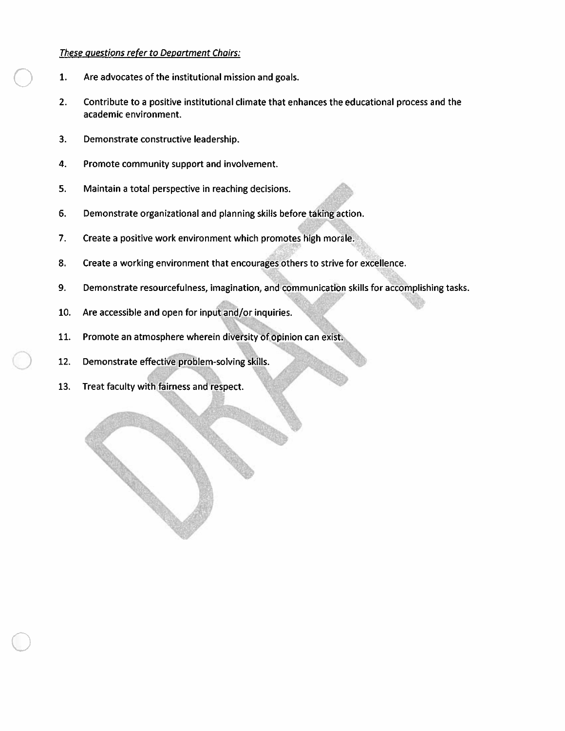*These questions refer to Department Chairs:*

1. Are advocates of the institutional mission and goals.

2. Contribute to a positive institutional climate that enhances the educational process and the academic environment.

3. Demonstrate constructive leadership.

4. Promote community support and involvement.

5. Maintain a total perspective in reaching decisions.

6. Demonstrate organizational and planning skills before taking action.

7. Create a positive work environment which promotes high morale.

8. Create a working environment that encourages others to strive for excellence.

9. Demonstrate resourcefulness, imagination, and communication skills for accomplishing tasks.

10. Are accessible and open for input and/or inquiries.

11. Promote an atmosphere wherein diversity of opinion can exist.

12. Demonstrate effective problem-solving skills.

13. Treat faculty with fairness and respect.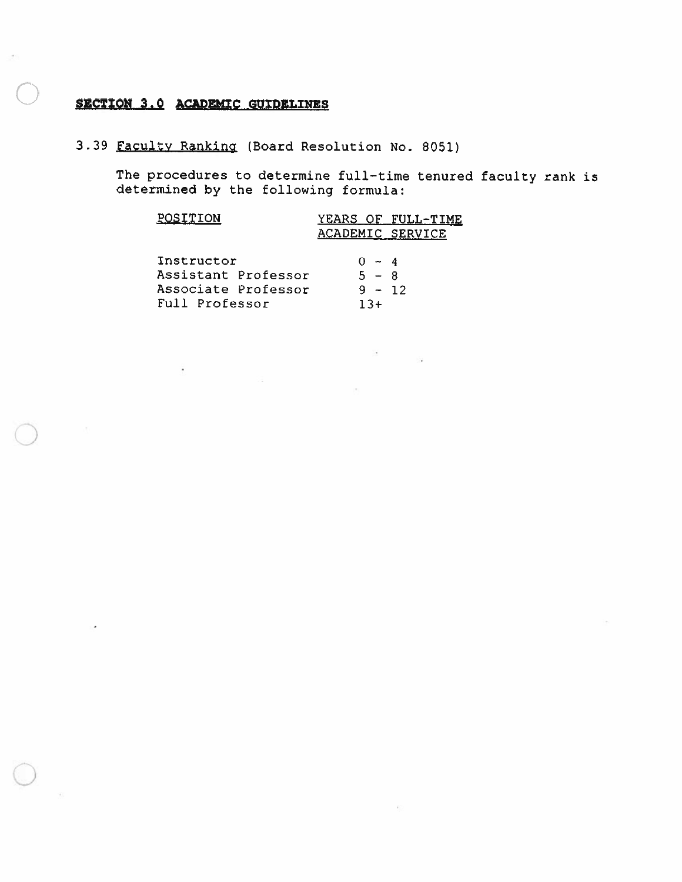## SECTION 3.0 ACADEMIC GUIDELINES

3.39 Faculty Ranking (Board Resolution No. 8051)

The procedures to determine full-time tenured faculty rank is determined by the following formula:

| POSITION | YEARS OF FULL-TIME ACADEMIC SERVICE |
|---|---|
| Instructor | 0 - 4 |
| Assistant Professor | 5 - 8 |
| Associate Professor | 9 - 12 |
| Full Professor | 13+ |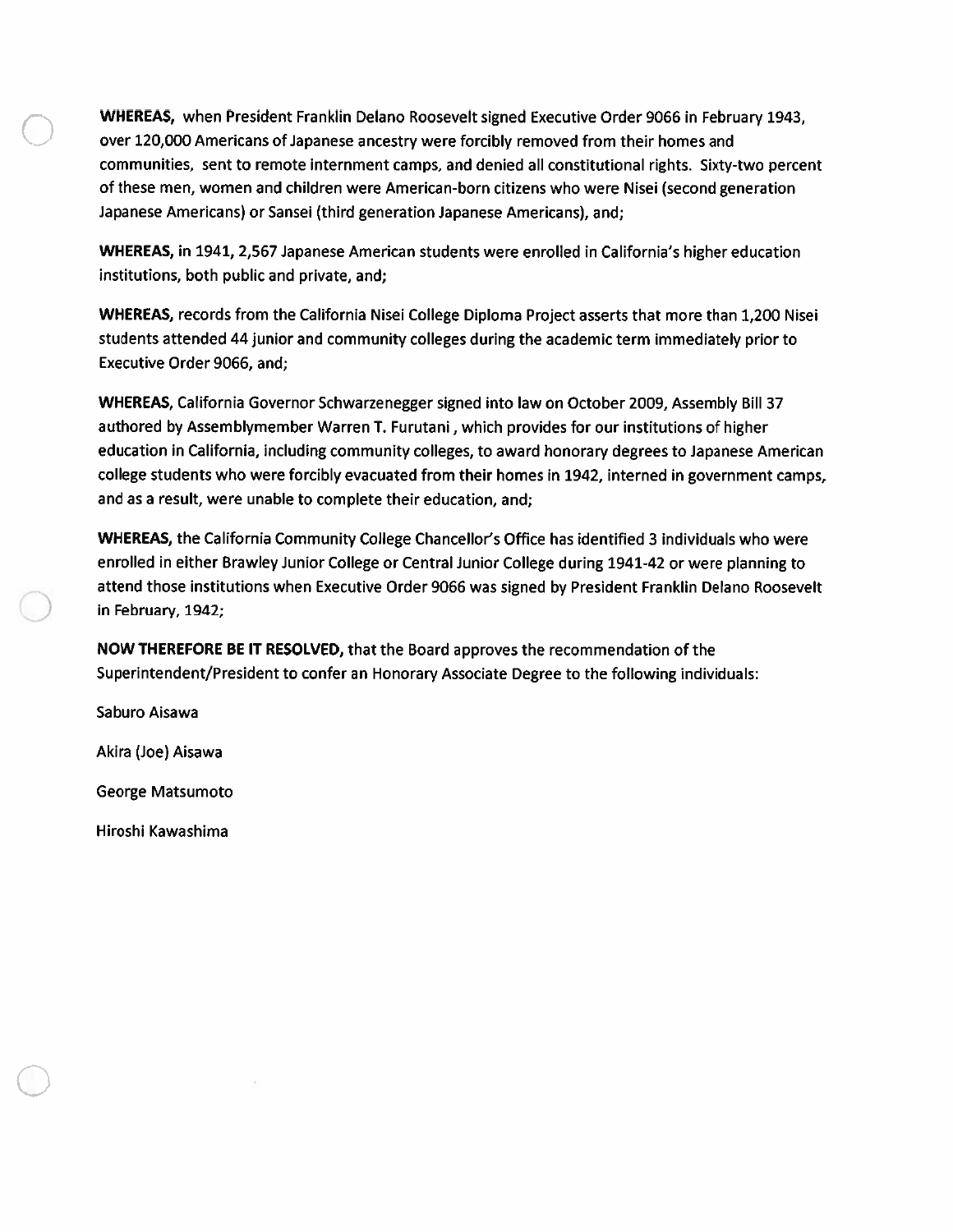**WHEREAS,** when President Franklin Delano Roosevelt signed Executive Order 9066 in February 1943, over 120,000 Americans of Japanese ancestry were forcibly removed from their homes and communities, sent to remote internment camps, and denied all constitutional rights. Sixty-two percent of these men, women and children were American-born citizens who were Nisei (second generation Japanese Americans) or Sansei (third generation Japanese Americans), and;

**WHEREAS,** in 1941, 2,567 Japanese American students were enrolled in California's higher education institutions, both public and private, and;

**WHEREAS,** records from the California Nisei College Diploma Project asserts that more than 1,200 Nisei students attended 44 junior and community colleges during the academic term immediately prior to Executive Order 9066, and;

**WHEREAS,** California Governor Schwarzenegger signed into law on October 2009, Assembly Bill 37 authored by Assemblymember Warren T. Furutani , which provides for our institutions of higher education in California, including community colleges, to award honorary degrees to Japanese American college students who were forcibly evacuated from their homes in 1942, interned in government camps, and as a result, were unable to complete their education, and;

**WHEREAS,** the California Community College Chancellor's Office has identified 3 individuals who were enrolled in either Brawley Junior College or Central Junior College during 1941-42 or were planning to attend those institutions when Executive Order 9066 was signed by President Franklin Delano Roosevelt in February, 1942;

**NOW THEREFORE BE IT RESOLVED,** that the Board approves the recommendation of the Superintendent/President to confer an Honorary Associate Degree to the following individuals:

Saburo Aisawa

Akira (Joe) Aisawa

George Matsumoto

Hiroshi Kawashima